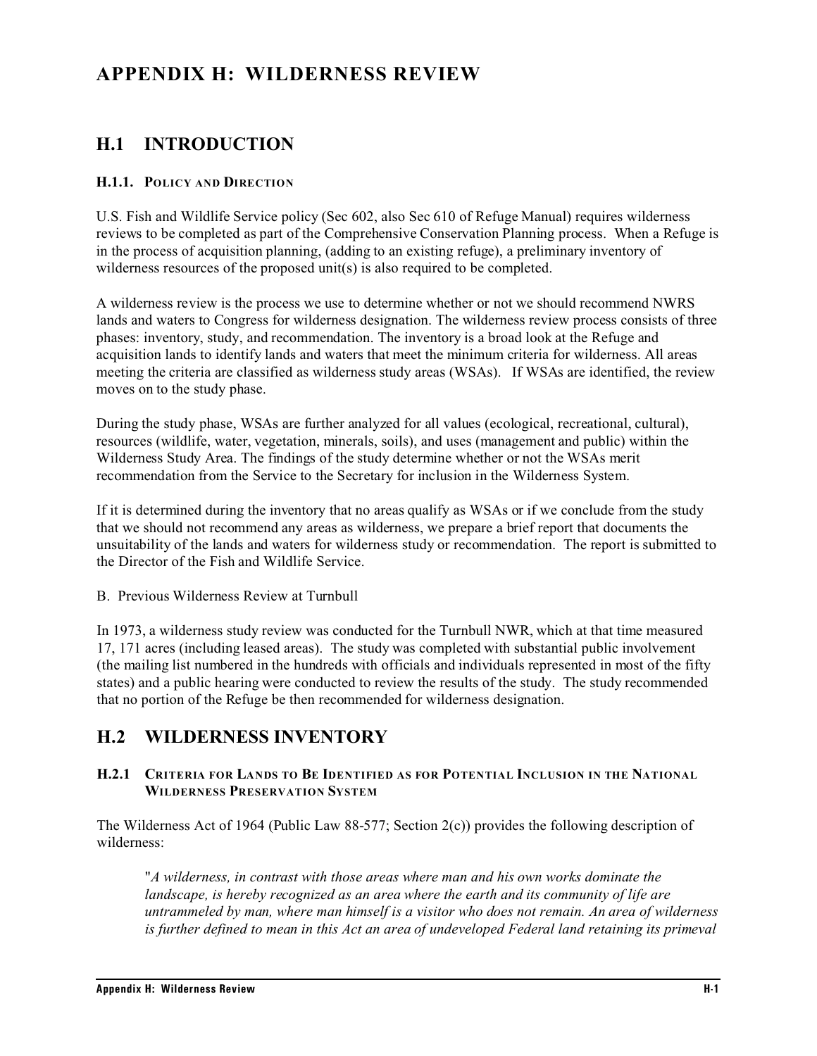# APPENDIX H: WILDERNESS REVIEW

## H.1 INTRODUCTION

### H.1.1. POLICY AND DIRECTION

U.S. Fish and Wildlife Service policy (Sec 602, also Sec 610 of Refuge Manual) requires wilderness reviews to be completed as part of the Comprehensive Conservation Planning process. When a Refuge is in the process of acquisition planning, (adding to an existing refuge), a preliminary inventory of wilderness resources of the proposed unit(s) is also required to be completed.

A wilderness review is the process we use to determine whether or not we should recommend NWRS lands and waters to Congress for wilderness designation. The wilderness review process consists of three phases: inventory, study, and recommendation. The inventory is a broad look at the Refuge and acquisition lands to identify lands and waters that meet the minimum criteria for wilderness. All areas meeting the criteria are classified as wilderness study areas (WSAs). If WSAs are identified, the review moves on to the study phase.

During the study phase, WSAs are further analyzed for all values (ecological, recreational, cultural), resources (wildlife, water, vegetation, minerals, soils), and uses (management and public) within the Wilderness Study Area. The findings of the study determine whether or not the WSAs merit recommendation from the Service to the Secretary for inclusion in the Wilderness System.

If it is determined during the inventory that no areas qualify as WSAs or if we conclude from the study that we should not recommend any areas as wilderness, we prepare a brief report that documents the unsuitability of the lands and waters for wilderness study or recommendation. The report is submitted to the Director of the Fish and Wildlife Service.

B. Previous Wilderness Review at Turnbull

In 1973, a wilderness study review was conducted for the Turnbull NWR, which at that time measured 17, 171 acres (including leased areas). The study was completed with substantial public involvement (the mailing list numbered in the hundreds with officials and individuals represented in most of the fifty states) and a public hearing were conducted to review the results of the study. The study recommended that no portion of the Refuge be then recommended for wilderness designation.

## H.2 WILDERNESS INVENTORY

### H.2.1 CRITERIA FOR LANDS TO BE IDENTIFIED AS FOR POTENTIAL INCLUSION IN THE NATIONAL WILDERNESS PRESERVATION SYSTEM

The Wilderness Act of 1964 (Public Law 88-577; Section 2(c)) provides the following description of wilderness:

> "*A wilderness, in contrast with those areas where man and his own works dominate the landscape, is hereby recognized as an area where the earth and its community of life are untrammeled by man, where man himself is a visitor who does not remain. An area of wilderness is further defined to mean in this Act an area of undeveloped Federal land retaining its primeval*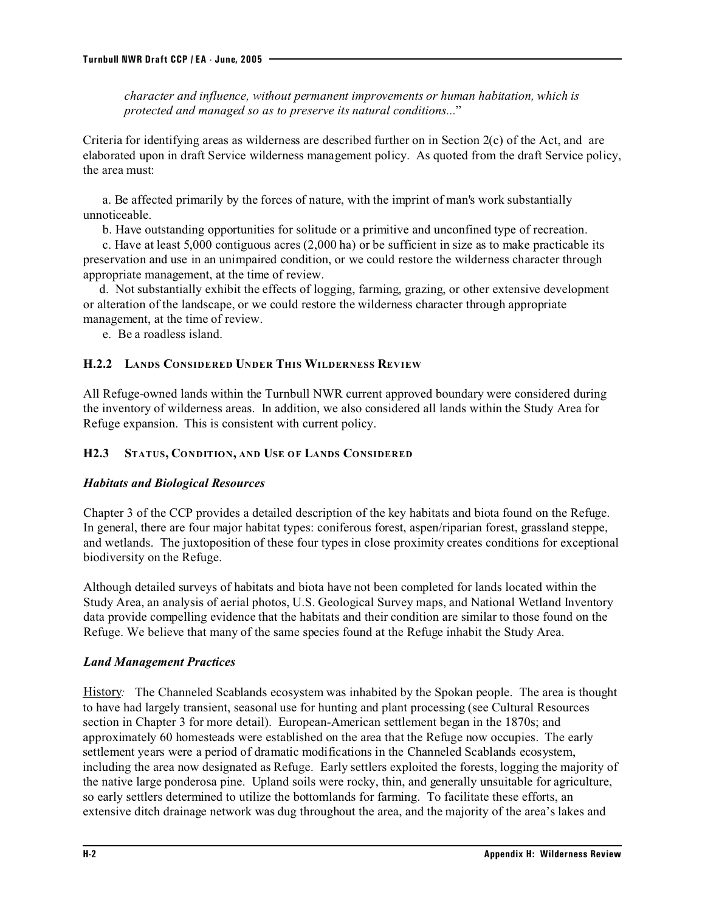*character and influence, without permanent improvements or human habitation, which is protected and managed so as to preserve its natural conditions...*"

Criteria for identifying areas as wilderness are described further on in Section 2(c) of the Act, and are elaborated upon in draft Service wilderness management policy. As quoted from the draft Service policy, the area must:

a. Be affected primarily by the forces of nature, with the imprint of man's work substantially unnoticeable.

b. Have outstanding opportunities for solitude or a primitive and unconfined type of recreation.

c. Have at least 5,000 contiguous acres (2,000 ha) or be sufficient in size as to make practicable its preservation and use in an unimpaired condition, or we could restore the wilderness character through appropriate management, at the time of review.

d. Not substantially exhibit the effects of logging, farming, grazing, or other extensive development or alteration of the landscape, or we could restore the wilderness character through appropriate management, at the time of review.

e. Be a roadless island.

### H.2.2 Lands Considered Under This Wilderness Review

All Refuge-owned lands within the Turnbull NWR current approved boundary were considered during the inventory of wilderness areas. In addition, we also considered all lands within the Study Area for Refuge expansion. This is consistent with current policy.

### H2.3 Status, Condition, and Use of Lands Considered

#### *Habitats and Biological Resources*

Chapter 3 of the CCP provides a detailed description of the key habitats and biota found on the Refuge. In general, there are four major habitat types: coniferous forest, aspen/riparian forest, grassland steppe, and wetlands. The juxtoposition of these four types in close proximity creates conditions for exceptional biodiversity on the Refuge.

Although detailed surveys of habitats and biota have not been completed for lands located within the Study Area, an analysis of aerial photos, U.S. Geological Survey maps, and National Wetland Inventory data provide compelling evidence that the habitats and their condition are similar to those found on the Refuge. We believe that many of the same species found at the Refuge inhabit the Study Area.

#### *Land Management Practices*

History*:* The Channeled Scablands ecosystem was inhabited by the Spokan people. The area is thought to have had largely transient, seasonal use for hunting and plant processing (see Cultural Resources section in Chapter 3 for more detail). European-American settlement began in the 1870s; and approximately 60 homesteads were established on the area that the Refuge now occupies. The early settlement years were a period of dramatic modifications in the Channeled Scablands ecosystem, including the area now designated as Refuge. Early settlers exploited the forests, logging the majority of the native large ponderosa pine. Upland soils were rocky, thin, and generally unsuitable for agriculture, so early settlers determined to utilize the bottomlands for farming. To facilitate these efforts, an extensive ditch drainage network was dug throughout the area, and the majority of the area's lakes and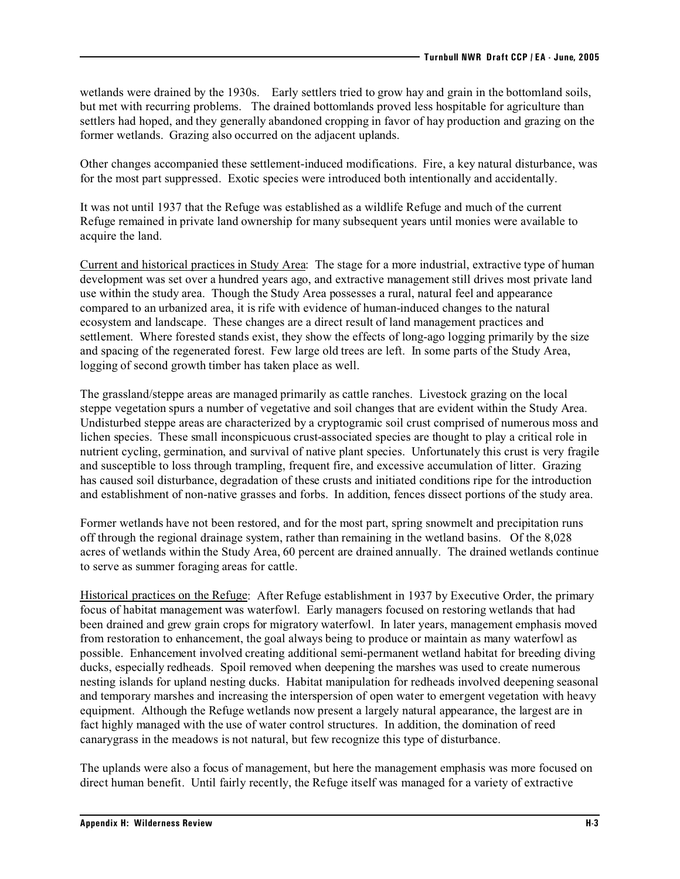wetlands were drained by the 1930s. Early settlers tried to grow hay and grain in the bottomland soils, but met with recurring problems. The drained bottomlands proved less hospitable for agriculture than settlers had hoped, and they generally abandoned cropping in favor of hay production and grazing on the former wetlands. Grazing also occurred on the adjacent uplands.

Other changes accompanied these settlement-induced modifications. Fire, a key natural disturbance, was for the most part suppressed. Exotic species were introduced both intentionally and accidentally.

It was not until 1937 that the Refuge was established as a wildlife Refuge and much of the current Refuge remained in private land ownership for many subsequent years until monies were available to acquire the land.

Current and historical practices in Study Area: The stage for a more industrial, extractive type of human development was set over a hundred years ago, and extractive management still drives most private land use within the study area. Though the Study Area possesses a rural, natural feel and appearance compared to an urbanized area, it is rife with evidence of human-induced changes to the natural ecosystem and landscape. These changes are a direct result of land management practices and settlement. Where forested stands exist, they show the effects of long-ago logging primarily by the size and spacing of the regenerated forest. Few large old trees are left. In some parts of the Study Area, logging of second growth timber has taken place as well.

The grassland/steppe areas are managed primarily as cattle ranches. Livestock grazing on the local steppe vegetation spurs a number of vegetative and soil changes that are evident within the Study Area. Undisturbed steppe areas are characterized by a cryptogramic soil crust comprised of numerous moss and lichen species. These small inconspicuous crust-associated species are thought to play a critical role in nutrient cycling, germination, and survival of native plant species. Unfortunately this crust is very fragile and susceptible to loss through trampling, frequent fire, and excessive accumulation of litter. Grazing has caused soil disturbance, degradation of these crusts and initiated conditions ripe for the introduction and establishment of non-native grasses and forbs. In addition, fences dissect portions of the study area.

Former wetlands have not been restored, and for the most part, spring snowmelt and precipitation runs off through the regional drainage system, rather than remaining in the wetland basins. Of the 8,028 acres of wetlands within the Study Area, 60 percent are drained annually. The drained wetlands continue to serve as summer foraging areas for cattle.

Historical practices on the Refuge: After Refuge establishment in 1937 by Executive Order, the primary focus of habitat management was waterfowl. Early managers focused on restoring wetlands that had been drained and grew grain crops for migratory waterfowl. In later years, management emphasis moved from restoration to enhancement, the goal always being to produce or maintain as many waterfowl as possible. Enhancement involved creating additional semi-permanent wetland habitat for breeding diving ducks, especially redheads. Spoil removed when deepening the marshes was used to create numerous nesting islands for upland nesting ducks. Habitat manipulation for redheads involved deepening seasonal and temporary marshes and increasing the interspersion of open water to emergent vegetation with heavy equipment. Although the Refuge wetlands now present a largely natural appearance, the largest are in fact highly managed with the use of water control structures. In addition, the domination of reed canarygrass in the meadows is not natural, but few recognize this type of disturbance.

The uplands were also a focus of management, but here the management emphasis was more focused on direct human benefit. Until fairly recently, the Refuge itself was managed for a variety of extractive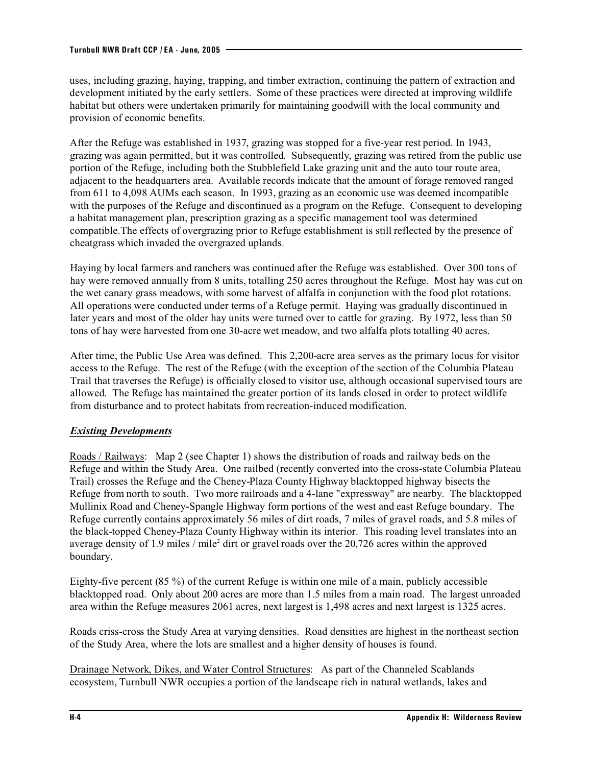uses, including grazing, haying, trapping, and timber extraction, continuing the pattern of extraction and development initiated by the early settlers. Some of these practices were directed at improving wildlife habitat but others were undertaken primarily for maintaining goodwill with the local community and provision of economic benefits.

After the Refuge was established in 1937, grazing was stopped for a five-year rest period. In 1943, grazing was again permitted, but it was controlled. Subsequently, grazing was retired from the public use portion of the Refuge, including both the Stubblefield Lake grazing unit and the auto tour route area, adjacent to the headquarters area. Available records indicate that the amount of forage removed ranged from 611 to 4,098 AUMs each season. In 1993, grazing as an economic use was deemed incompatible with the purposes of the Refuge and discontinued as a program on the Refuge. Consequent to developing a habitat management plan, prescription grazing as a specific management tool was determined compatible.The effects of overgrazing prior to Refuge establishment is still reflected by the presence of cheatgrass which invaded the overgrazed uplands.

Haying by local farmers and ranchers was continued after the Refuge was established. Over 300 tons of hay were removed annually from 8 units, totalling 250 acres throughout the Refuge. Most hay was cut on the wet canary grass meadows, with some harvest of alfalfa in conjunction with the food plot rotations. All operations were conducted under terms of a Refuge permit. Haying was gradually discontinued in later years and most of the older hay units were turned over to cattle for grazing. By 1972, less than 50 tons of hay were harvested from one 30-acre wet meadow, and two alfalfa plots totalling 40 acres.

After time, the Public Use Area was defined. This 2,200-acre area serves as the primary locus for visitor access to the Refuge. The rest of the Refuge (with the exception of the section of the Columbia Plateau Trail that traverses the Refuge) is officially closed to visitor use, although occasional supervised tours are allowed. The Refuge has maintained the greater portion of its lands closed in order to protect wildlife from disturbance and to protect habitats from recreation-induced modification.

***Existing Developments***

Roads / Railways: Map 2 (see Chapter 1) shows the distribution of roads and railway beds on the Refuge and within the Study Area. One railbed (recently converted into the cross-state Columbia Plateau Trail) crosses the Refuge and the Cheney-Plaza County Highway blacktopped highway bisects the Refuge from north to south. Two more railroads and a 4-lane "expressway" are nearby. The blacktopped Mullinix Road and Cheney-Spangle Highway form portions of the west and east Refuge boundary. The Refuge currently contains approximately 56 miles of dirt roads, 7 miles of gravel roads, and 5.8 miles of the black-topped Cheney-Plaza County Highway within its interior. This roading level translates into an average density of 1.9 miles / mile$^2$ dirt or gravel roads over the 20,726 acres within the approved boundary.

Eighty-five percent (85 %) of the current Refuge is within one mile of a main, publicly accessible blacktopped road. Only about 200 acres are more than 1.5 miles from a main road. The largest unroaded area within the Refuge measures 2061 acres, next largest is 1,498 acres and next largest is 1325 acres.

Roads criss-cross the Study Area at varying densities. Road densities are highest in the northeast section of the Study Area, where the lots are smallest and a higher density of houses is found.

Drainage Network, Dikes, and Water Control Structures: As part of the Channeled Scablands ecosystem, Turnbull NWR occupies a portion of the landscape rich in natural wetlands, lakes and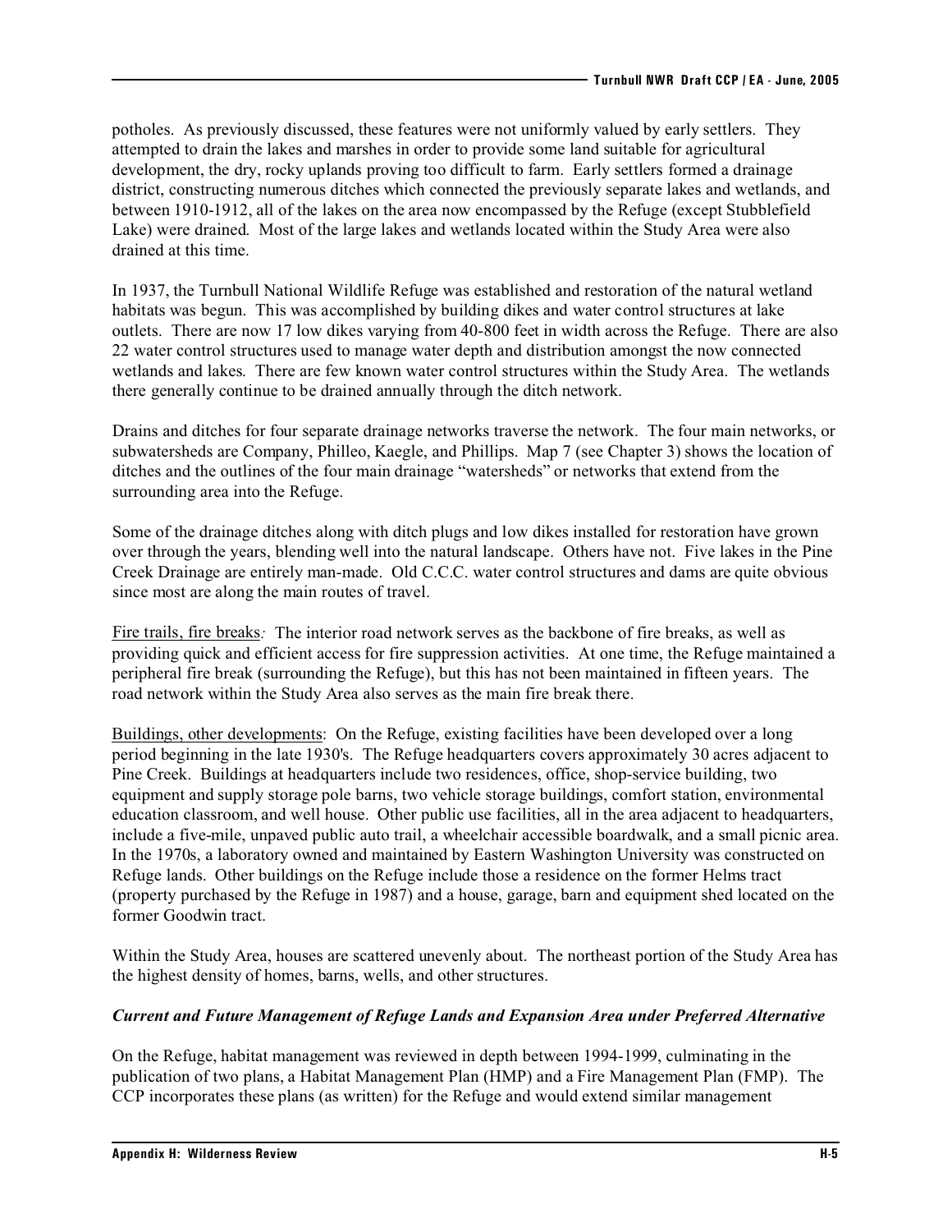potholes. As previously discussed, these features were not uniformly valued by early settlers. They attempted to drain the lakes and marshes in order to provide some land suitable for agricultural development, the dry, rocky uplands proving too difficult to farm. Early settlers formed a drainage district, constructing numerous ditches which connected the previously separate lakes and wetlands, and between 1910-1912, all of the lakes on the area now encompassed by the Refuge (except Stubblefield Lake) were drained. Most of the large lakes and wetlands located within the Study Area were also drained at this time.

In 1937, the Turnbull National Wildlife Refuge was established and restoration of the natural wetland habitats was begun. This was accomplished by building dikes and water control structures at lake outlets. There are now 17 low dikes varying from 40-800 feet in width across the Refuge. There are also 22 water control structures used to manage water depth and distribution amongst the now connected wetlands and lakes. There are few known water control structures within the Study Area. The wetlands there generally continue to be drained annually through the ditch network.

Drains and ditches for four separate drainage networks traverse the network. The four main networks, or subwatersheds are Company, Philleo, Kaegle, and Phillips. Map 7 (see Chapter 3) shows the location of ditches and the outlines of the four main drainage "watersheds" or networks that extend from the surrounding area into the Refuge.

Some of the drainage ditches along with ditch plugs and low dikes installed for restoration have grown over through the years, blending well into the natural landscape. Others have not. Five lakes in the Pine Creek Drainage are entirely man-made. Old C.C.C. water control structures and dams are quite obvious since most are along the main routes of travel.

<u>Fire trails, fire breaks</u>*:* The interior road network serves as the backbone of fire breaks, as well as providing quick and efficient access for fire suppression activities. At one time, the Refuge maintained a peripheral fire break (surrounding the Refuge), but this has not been maintained in fifteen years. The road network within the Study Area also serves as the main fire break there.

<u>Buildings, other developments</u>: On the Refuge, existing facilities have been developed over a long period beginning in the late 1930's. The Refuge headquarters covers approximately 30 acres adjacent to Pine Creek. Buildings at headquarters include two residences, office, shop-service building, two equipment and supply storage pole barns, two vehicle storage buildings, comfort station, environmental education classroom, and well house. Other public use facilities, all in the area adjacent to headquarters, include a five-mile, unpaved public auto trail, a wheelchair accessible boardwalk, and a small picnic area. In the 1970s, a laboratory owned and maintained by Eastern Washington University was constructed on Refuge lands. Other buildings on the Refuge include those a residence on the former Helms tract (property purchased by the Refuge in 1987) and a house, garage, barn and equipment shed located on the former Goodwin tract.

Within the Study Area, houses are scattered unevenly about. The northeast portion of the Study Area has the highest density of homes, barns, wells, and other structures.

***Current and Future Management of Refuge Lands and Expansion Area under Preferred Alternative***

On the Refuge, habitat management was reviewed in depth between 1994-1999, culminating in the publication of two plans, a Habitat Management Plan (HMP) and a Fire Management Plan (FMP). The CCP incorporates these plans (as written) for the Refuge and would extend similar management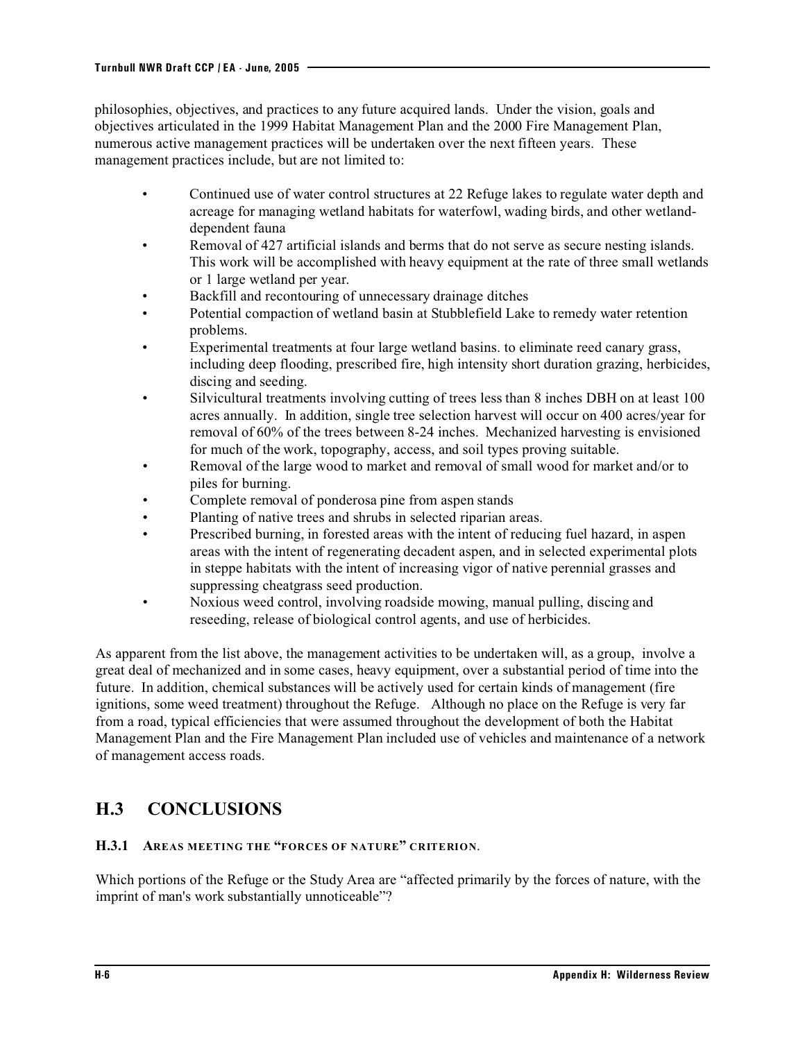philosophies, objectives, and practices to any future acquired lands. Under the vision, goals and objectives articulated in the 1999 Habitat Management Plan and the 2000 Fire Management Plan, numerous active management practices will be undertaken over the next fifteen years. These management practices include, but are not limited to:

- Continued use of water control structures at 22 Refuge lakes to regulate water depth and acreage for managing wetland habitats for waterfowl, wading birds, and other wetland-dependent fauna
- Removal of 427 artificial islands and berms that do not serve as secure nesting islands. This work will be accomplished with heavy equipment at the rate of three small wetlands or 1 large wetland per year.
- Backfill and recontouring of unnecessary drainage ditches
- Potential compaction of wetland basin at Stubblefield Lake to remedy water retention problems.
- Experimental treatments at four large wetland basins. to eliminate reed canary grass, including deep flooding, prescribed fire, high intensity short duration grazing, herbicides, discing and seeding.
- Silvicultural treatments involving cutting of trees less than 8 inches DBH on at least 100 acres annually. In addition, single tree selection harvest will occur on 400 acres/year for removal of 60% of the trees between 8-24 inches. Mechanized harvesting is envisioned for much of the work, topography, access, and soil types proving suitable.
- Removal of the large wood to market and removal of small wood for market and/or to piles for burning.
- Complete removal of ponderosa pine from aspen stands
- Planting of native trees and shrubs in selected riparian areas.
- Prescribed burning, in forested areas with the intent of reducing fuel hazard, in aspen areas with the intent of regenerating decadent aspen, and in selected experimental plots in steppe habitats with the intent of increasing vigor of native perennial grasses and suppressing cheatgrass seed production.
- Noxious weed control, involving roadside mowing, manual pulling, discing and reseeding, release of biological control agents, and use of herbicides.

As apparent from the list above, the management activities to be undertaken will, as a group, involve a great deal of mechanized and in some cases, heavy equipment, over a substantial period of time into the future. In addition, chemical substances will be actively used for certain kinds of management (fire ignitions, some weed treatment) throughout the Refuge. Although no place on the Refuge is very far from a road, typical efficiencies that were assumed throughout the development of both the Habitat Management Plan and the Fire Management Plan included use of vehicles and maintenance of a network of management access roads.

## H.3 CONCLUSIONS

### H.3.1 AREAS MEETING THE "FORCES OF NATURE" CRITERION.

Which portions of the Refuge or the Study Area are "affected primarily by the forces of nature, with the imprint of man's work substantially unnoticeable"?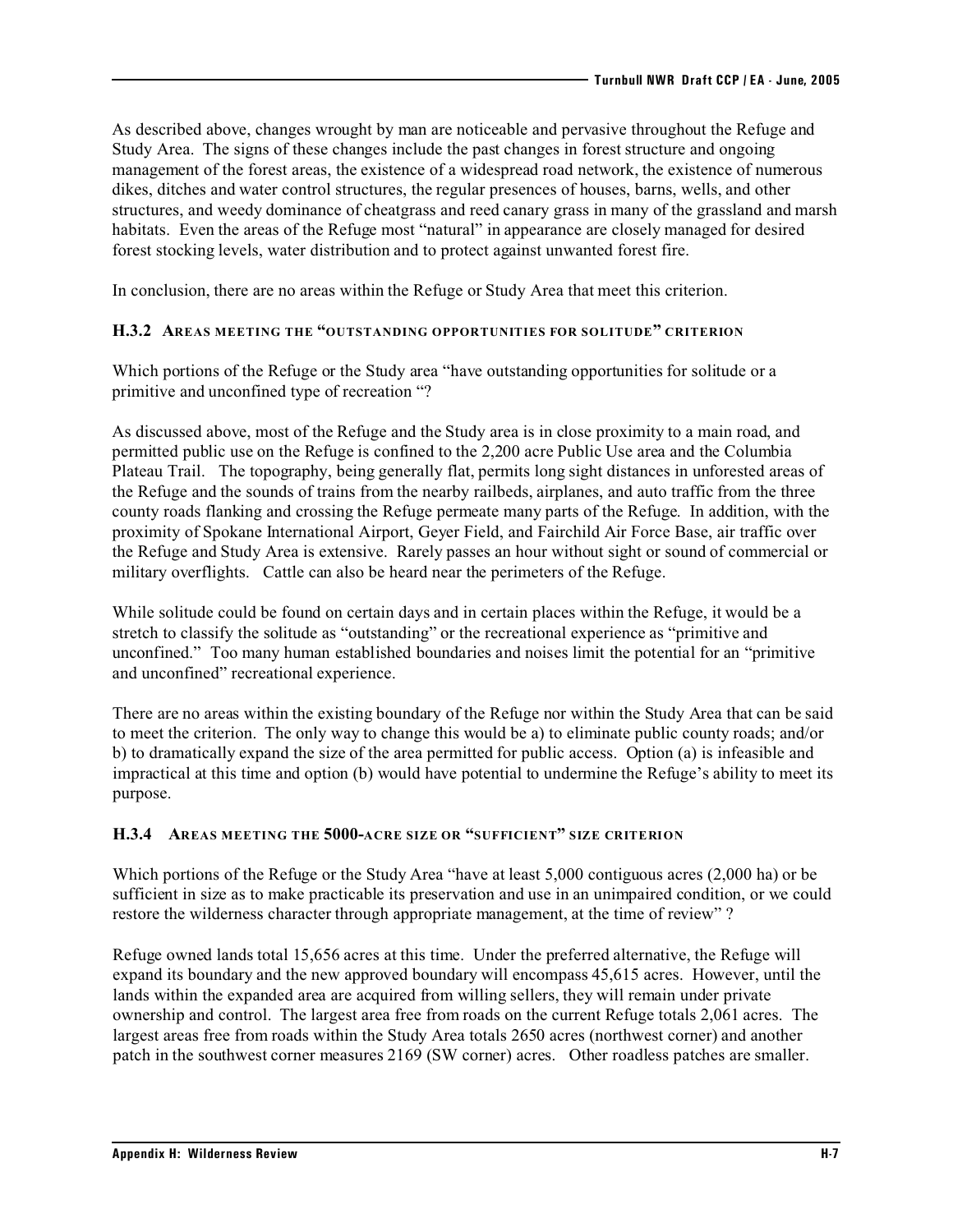As described above, changes wrought by man are noticeable and pervasive throughout the Refuge and Study Area. The signs of these changes include the past changes in forest structure and ongoing management of the forest areas, the existence of a widespread road network, the existence of numerous dikes, ditches and water control structures, the regular presences of houses, barns, wells, and other structures, and weedy dominance of cheatgrass and reed canary grass in many of the grassland and marsh habitats. Even the areas of the Refuge most "natural" in appearance are closely managed for desired forest stocking levels, water distribution and to protect against unwanted forest fire.

In conclusion, there are no areas within the Refuge or Study Area that meet this criterion.

### H.3.2 Areas meeting the "outstanding opportunities for solitude" criterion

Which portions of the Refuge or the Study area "have outstanding opportunities for solitude or a primitive and unconfined type of recreation "?

As discussed above, most of the Refuge and the Study area is in close proximity to a main road, and permitted public use on the Refuge is confined to the 2,200 acre Public Use area and the Columbia Plateau Trail. The topography, being generally flat, permits long sight distances in unforested areas of the Refuge and the sounds of trains from the nearby railbeds, airplanes, and auto traffic from the three county roads flanking and crossing the Refuge permeate many parts of the Refuge. In addition, with the proximity of Spokane International Airport, Geyer Field, and Fairchild Air Force Base, air traffic over the Refuge and Study Area is extensive. Rarely passes an hour without sight or sound of commercial or military overflights. Cattle can also be heard near the perimeters of the Refuge.

While solitude could be found on certain days and in certain places within the Refuge, it would be a stretch to classify the solitude as "outstanding" or the recreational experience as "primitive and unconfined." Too many human established boundaries and noises limit the potential for an "primitive and unconfined" recreational experience.

There are no areas within the existing boundary of the Refuge nor within the Study Area that can be said to meet the criterion. The only way to change this would be a) to eliminate public county roads; and/or b) to dramatically expand the size of the area permitted for public access. Option (a) is infeasible and impractical at this time and option (b) would have potential to undermine the Refuge's ability to meet its purpose.

### H.3.4 Areas meeting the 5000-acre size or "sufficient" size criterion

Which portions of the Refuge or the Study Area "have at least 5,000 contiguous acres (2,000 ha) or be sufficient in size as to make practicable its preservation and use in an unimpaired condition, or we could restore the wilderness character through appropriate management, at the time of review" ?

Refuge owned lands total 15,656 acres at this time. Under the preferred alternative, the Refuge will expand its boundary and the new approved boundary will encompass 45,615 acres. However, until the lands within the expanded area are acquired from willing sellers, they will remain under private ownership and control. The largest area free from roads on the current Refuge totals 2,061 acres. The largest areas free from roads within the Study Area totals 2650 acres (northwest corner) and another patch in the southwest corner measures 2169 (SW corner) acres. Other roadless patches are smaller.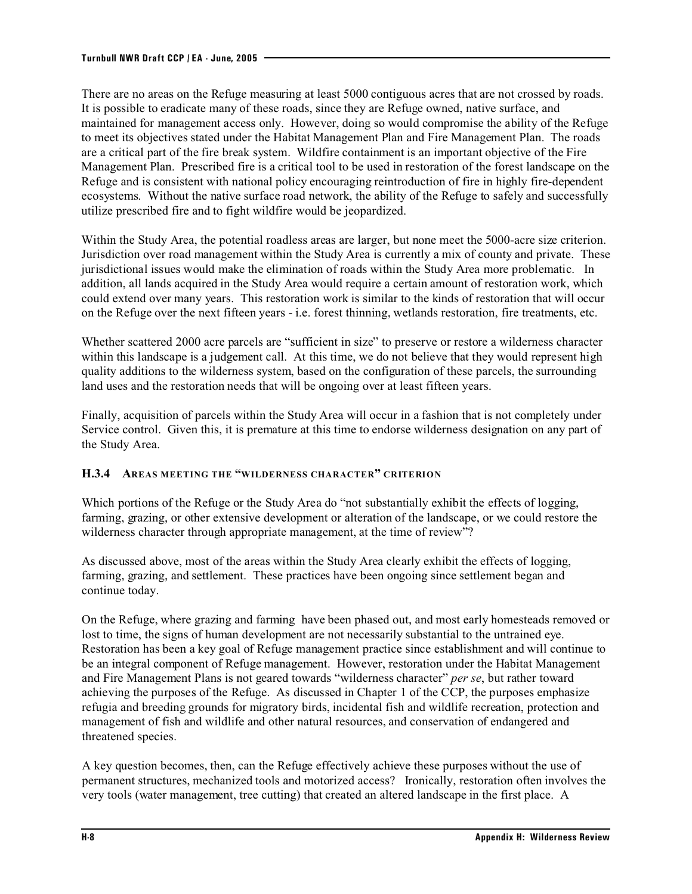There are no areas on the Refuge measuring at least 5000 contiguous acres that are not crossed by roads. It is possible to eradicate many of these roads, since they are Refuge owned, native surface, and maintained for management access only. However, doing so would compromise the ability of the Refuge to meet its objectives stated under the Habitat Management Plan and Fire Management Plan. The roads are a critical part of the fire break system. Wildfire containment is an important objective of the Fire Management Plan. Prescribed fire is a critical tool to be used in restoration of the forest landscape on the Refuge and is consistent with national policy encouraging reintroduction of fire in highly fire-dependent ecosystems. Without the native surface road network, the ability of the Refuge to safely and successfully utilize prescribed fire and to fight wildfire would be jeopardized.

Within the Study Area, the potential roadless areas are larger, but none meet the 5000-acre size criterion. Jurisdiction over road management within the Study Area is currently a mix of county and private. These jurisdictional issues would make the elimination of roads within the Study Area more problematic. In addition, all lands acquired in the Study Area would require a certain amount of restoration work, which could extend over many years. This restoration work is similar to the kinds of restoration that will occur on the Refuge over the next fifteen years - i.e. forest thinning, wetlands restoration, fire treatments, etc.

Whether scattered 2000 acre parcels are "sufficient in size" to preserve or restore a wilderness character within this landscape is a judgement call. At this time, we do not believe that they would represent high quality additions to the wilderness system, based on the configuration of these parcels, the surrounding land uses and the restoration needs that will be ongoing over at least fifteen years.

Finally, acquisition of parcels within the Study Area will occur in a fashion that is not completely under Service control. Given this, it is premature at this time to endorse wilderness designation on any part of the Study Area.

### H.3.4 Areas Meeting the "Wilderness Character" Criterion

Which portions of the Refuge or the Study Area do "not substantially exhibit the effects of logging, farming, grazing, or other extensive development or alteration of the landscape, or we could restore the wilderness character through appropriate management, at the time of review"?

As discussed above, most of the areas within the Study Area clearly exhibit the effects of logging, farming, grazing, and settlement. These practices have been ongoing since settlement began and continue today.

On the Refuge, where grazing and farming have been phased out, and most early homesteads removed or lost to time, the signs of human development are not necessarily substantial to the untrained eye. Restoration has been a key goal of Refuge management practice since establishment and will continue to be an integral component of Refuge management. However, restoration under the Habitat Management and Fire Management Plans is not geared towards "wilderness character" *per se*, but rather toward achieving the purposes of the Refuge. As discussed in Chapter 1 of the CCP, the purposes emphasize refugia and breeding grounds for migratory birds, incidental fish and wildlife recreation, protection and management of fish and wildlife and other natural resources, and conservation of endangered and threatened species.

A key question becomes, then, can the Refuge effectively achieve these purposes without the use of permanent structures, mechanized tools and motorized access? Ironically, restoration often involves the very tools (water management, tree cutting) that created an altered landscape in the first place. A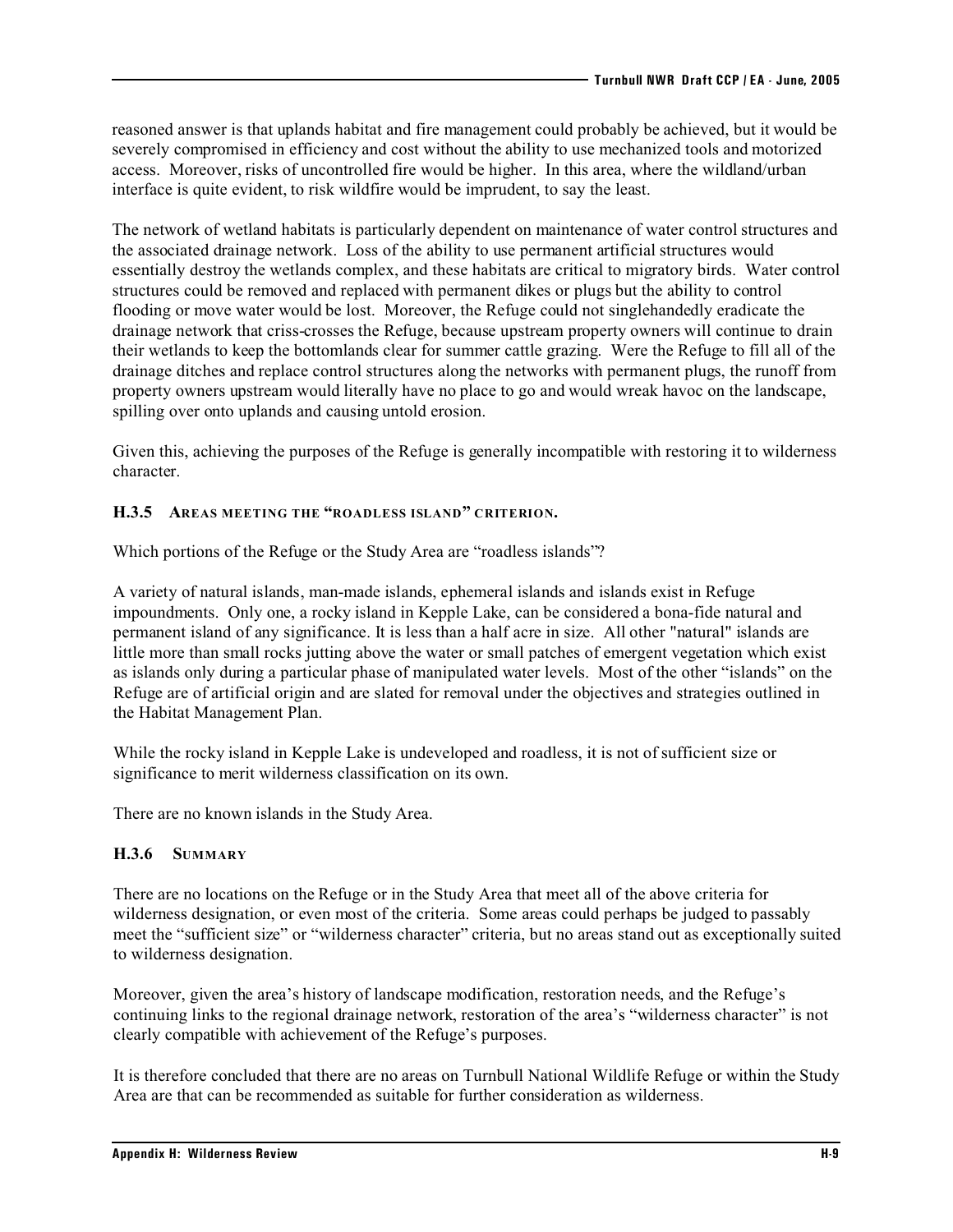reasoned answer is that uplands habitat and fire management could probably be achieved, but it would be severely compromised in efficiency and cost without the ability to use mechanized tools and motorized access. Moreover, risks of uncontrolled fire would be higher. In this area, where the wildland/urban interface is quite evident, to risk wildfire would be imprudent, to say the least.

The network of wetland habitats is particularly dependent on maintenance of water control structures and the associated drainage network. Loss of the ability to use permanent artificial structures would essentially destroy the wetlands complex, and these habitats are critical to migratory birds. Water control structures could be removed and replaced with permanent dikes or plugs but the ability to control flooding or move water would be lost. Moreover, the Refuge could not singlehandedly eradicate the drainage network that criss-crosses the Refuge, because upstream property owners will continue to drain their wetlands to keep the bottomlands clear for summer cattle grazing. Were the Refuge to fill all of the drainage ditches and replace control structures along the networks with permanent plugs, the runoff from property owners upstream would literally have no place to go and would wreak havoc on the landscape, spilling over onto uplands and causing untold erosion.

Given this, achieving the purposes of the Refuge is generally incompatible with restoring it to wilderness character.

### H.3.5 Areas meeting the "roadless island" criterion.

Which portions of the Refuge or the Study Area are "roadless islands"?

A variety of natural islands, man-made islands, ephemeral islands and islands exist in Refuge impoundments. Only one, a rocky island in Kepple Lake, can be considered a bona-fide natural and permanent island of any significance. It is less than a half acre in size. All other "natural" islands are little more than small rocks jutting above the water or small patches of emergent vegetation which exist as islands only during a particular phase of manipulated water levels. Most of the other "islands" on the Refuge are of artificial origin and are slated for removal under the objectives and strategies outlined in the Habitat Management Plan.

While the rocky island in Kepple Lake is undeveloped and roadless, it is not of sufficient size or significance to merit wilderness classification on its own.

There are no known islands in the Study Area.

### H.3.6 Summary

There are no locations on the Refuge or in the Study Area that meet all of the above criteria for wilderness designation, or even most of the criteria. Some areas could perhaps be judged to passably meet the "sufficient size" or "wilderness character" criteria, but no areas stand out as exceptionally suited to wilderness designation.

Moreover, given the area's history of landscape modification, restoration needs, and the Refuge's continuing links to the regional drainage network, restoration of the area's "wilderness character" is not clearly compatible with achievement of the Refuge's purposes.

It is therefore concluded that there are no areas on Turnbull National Wildlife Refuge or within the Study Area are that can be recommended as suitable for further consideration as wilderness.